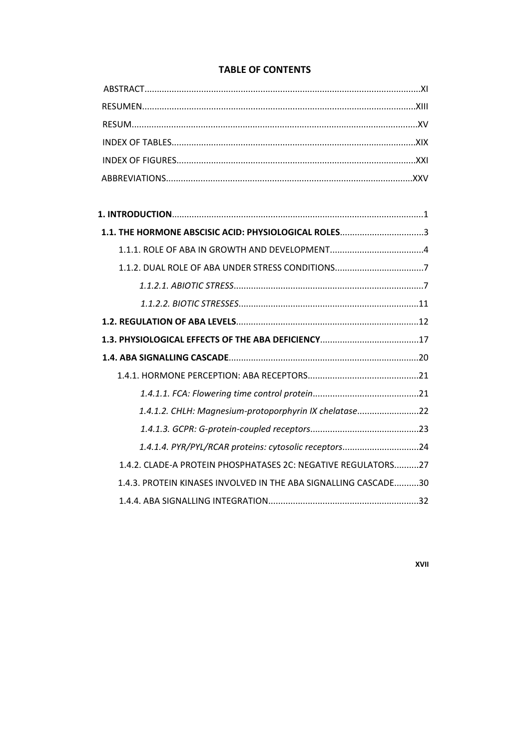# TABLE OF CONTENTS

ABSTRACT...XI

RESUMEN...XIII

RESUM...XV

INDEX OF TABLES...XIX

INDEX OF FIGURES...XXI

ABBREVIATIONS...XXV

**1. INTRODUCTION**...1

**1.1. THE HORMONE ABSCISIC ACID: PHYSIOLOGICAL ROLES**...3

1.1.1. ROLE OF ABA IN GROWTH AND DEVELOPMENT...4

1.1.2. DUAL ROLE OF ABA UNDER STRESS CONDITIONS...7

*1.1.2.1. ABIOTIC STRESS*...7

*1.1.2.2. BIOTIC STRESSES*...11

**1.2. REGULATION OF ABA LEVELS**...12

**1.3. PHYSIOLOGICAL EFFECTS OF THE ABA DEFICIENCY**...17

**1.4. ABA SIGNALLING CASCADE**...20

1.4.1. HORMONE PERCEPTION: ABA RECEPTORS...21

*1.4.1.1. FCA: Flowering time control protein*...21

*1.4.1.2. CHLH: Magnesium-protoporphyrin IX chelatase*...22

*1.4.1.3. GCPR: G-protein-coupled receptors*...23

*1.4.1.4. PYR/PYL/RCAR proteins: cytosolic receptors*...24

1.4.2. CLADE-A PROTEIN PHOSPHATASES 2C: NEGATIVE REGULATORS...27

1.4.3. PROTEIN KINASES INVOLVED IN THE ABA SIGNALLING CASCADE...30

1.4.4. ABA SIGNALLING INTEGRATION...32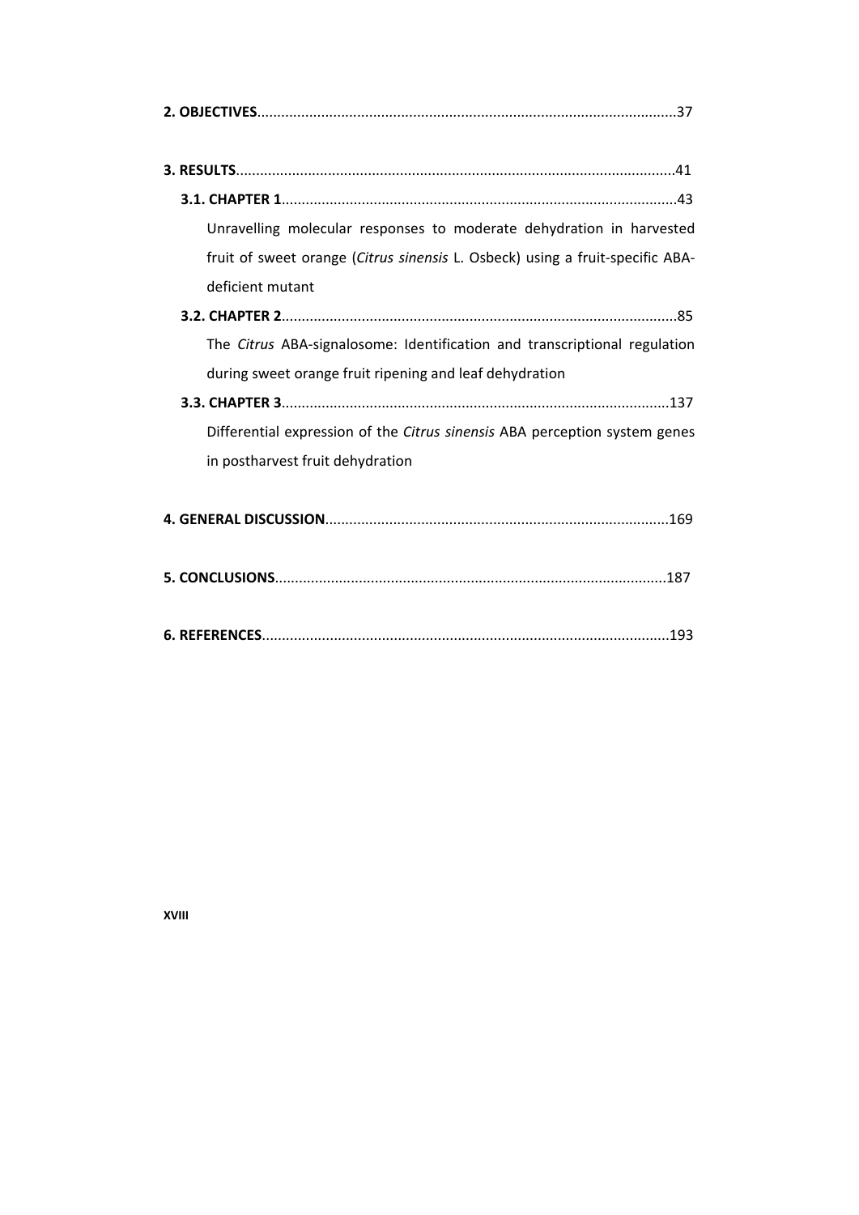**2. OBJECTIVES**........................................................................................................37

**3. RESULTS**.............................................................................................................41

**3.1. CHAPTER 1**..................................................................................................43

Unravelling molecular responses to moderate dehydration in harvested fruit of sweet orange (*Citrus sinensis* L. Osbeck) using a fruit-specific ABA-deficient mutant

**3.2. CHAPTER 2**..................................................................................................85

The *Citrus* ABA-signalosome: Identification and transcriptional regulation during sweet orange fruit ripening and leaf dehydration

**3.3. CHAPTER 3**................................................................................................137

Differential expression of the *Citrus sinensis* ABA perception system genes in postharvest fruit dehydration

**4. GENERAL DISCUSSION**.....................................................................................169

**5. CONCLUSIONS**.................................................................................................187

**6. REFERENCES**....................................................................................................193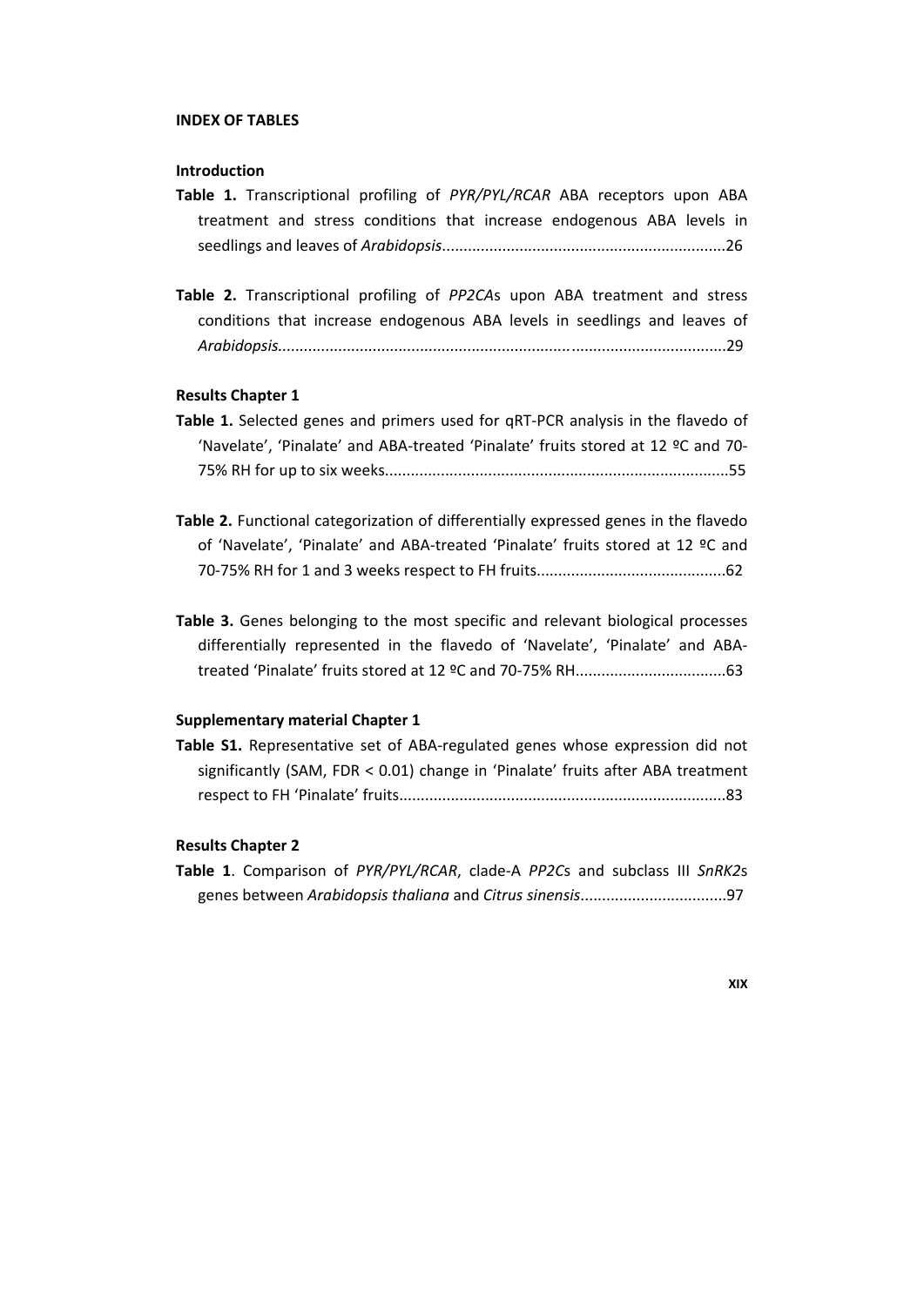**INDEX OF TABLES**

**Introduction**

**Table 1.** Transcriptional profiling of *PYR/PYL/RCAR* ABA receptors upon ABA treatment and stress conditions that increase endogenous ABA levels in seedlings and leaves of *Arabidopsis*.................................................................26

**Table 2.** Transcriptional profiling of *PP2CA*s upon ABA treatment and stress conditions that increase endogenous ABA levels in seedlings and leaves of *Arabidopsis*.......................................................................................................29

**Results Chapter 1**

**Table 1.** Selected genes and primers used for qRT-PCR analysis in the flavedo of 'Navelate', 'Pinalate' and ABA-treated 'Pinalate' fruits stored at 12 ºC and 70-75% RH for up to six weeks...............................................................................55

**Table 2.** Functional categorization of differentially expressed genes in the flavedo of 'Navelate', 'Pinalate' and ABA-treated 'Pinalate' fruits stored at 12 ºC and 70-75% RH for 1 and 3 weeks respect to FH fruits...........................................62

**Table 3.** Genes belonging to the most specific and relevant biological processes differentially represented in the flavedo of 'Navelate', 'Pinalate' and ABA-treated 'Pinalate' fruits stored at 12 ºC and 70-75% RH..................................63

**Supplementary material Chapter 1**

**Table S1.** Representative set of ABA-regulated genes whose expression did not significantly (SAM, FDR < 0.01) change in 'Pinalate' fruits after ABA treatment respect to FH 'Pinalate' fruits...........................................................................83

**Results Chapter 2**

**Table 1**. Comparison of *PYR/PYL/RCAR*, clade-A *PP2C*s and subclass III *SnRK2*s genes between *Arabidopsis thaliana* and *Citrus sinensis*.................................97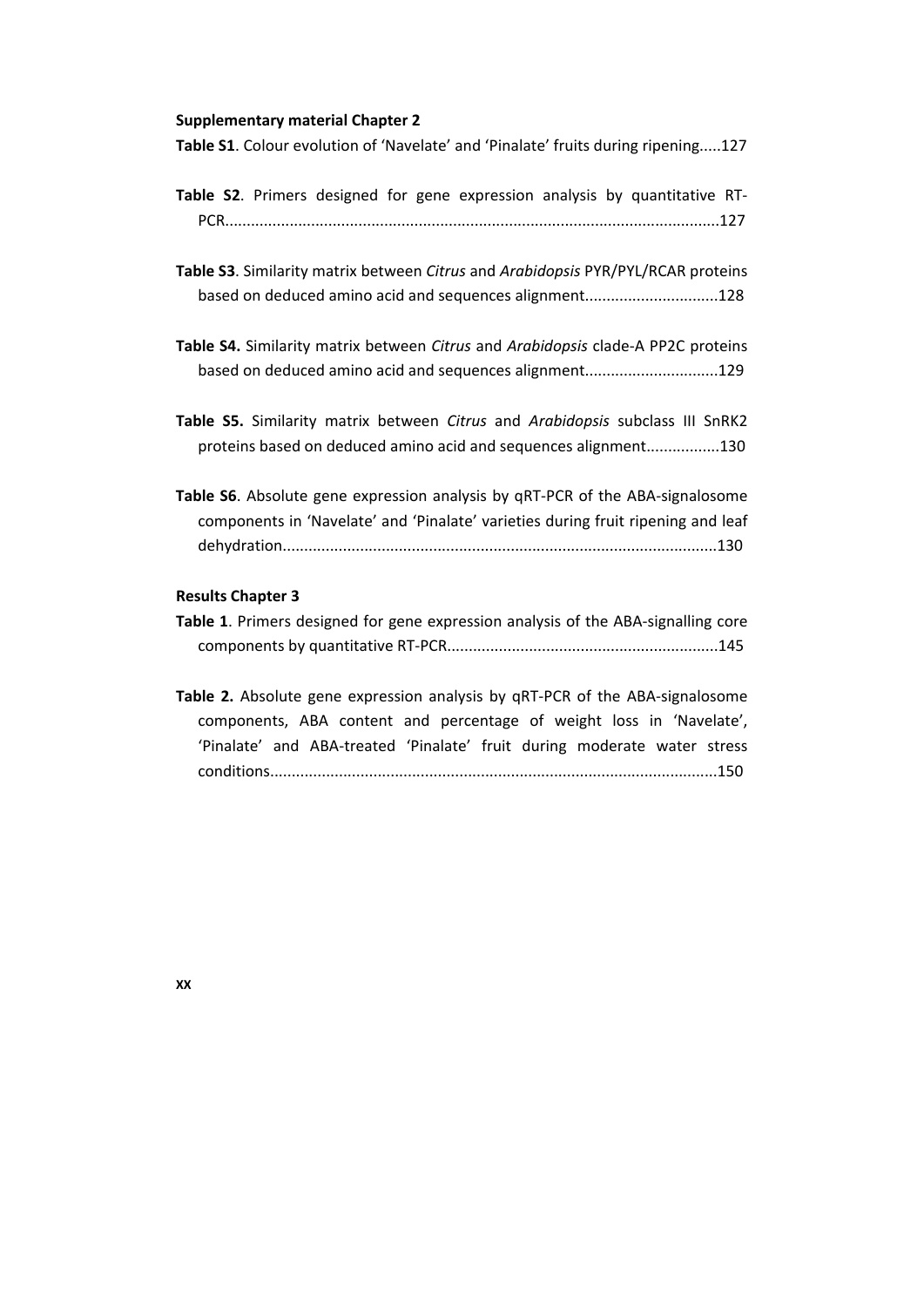**Supplementary material Chapter 2**

**Table S1**. Colour evolution of 'Navelate' and 'Pinalate' fruits during ripening.....127

**Table S2**. Primers designed for gene expression analysis by quantitative RT-PCR.................................................................................................................127

**Table S3**. Similarity matrix between *Citrus* and *Arabidopsis* PYR/PYL/RCAR proteins based on deduced amino acid and sequences alignment...............................128

**Table S4.** Similarity matrix between *Citrus* and *Arabidopsis* clade-A PP2C proteins based on deduced amino acid and sequences alignment...............................129

**Table S5.** Similarity matrix between *Citrus* and *Arabidopsis* subclass III SnRK2 proteins based on deduced amino acid and sequences alignment.................130

**Table S6**. Absolute gene expression analysis by qRT-PCR of the ABA-signalosome components in 'Navelate' and 'Pinalate' varieties during fruit ripening and leaf dehydration....................................................................................................130

**Results Chapter 3**

**Table 1**. Primers designed for gene expression analysis of the ABA-signalling core components by quantitative RT-PCR..............................................................145

**Table 2.** Absolute gene expression analysis by qRT-PCR of the ABA-signalosome components, ABA content and percentage of weight loss in 'Navelate', 'Pinalate' and ABA-treated 'Pinalate' fruit during moderate water stress conditions.......................................................................................................150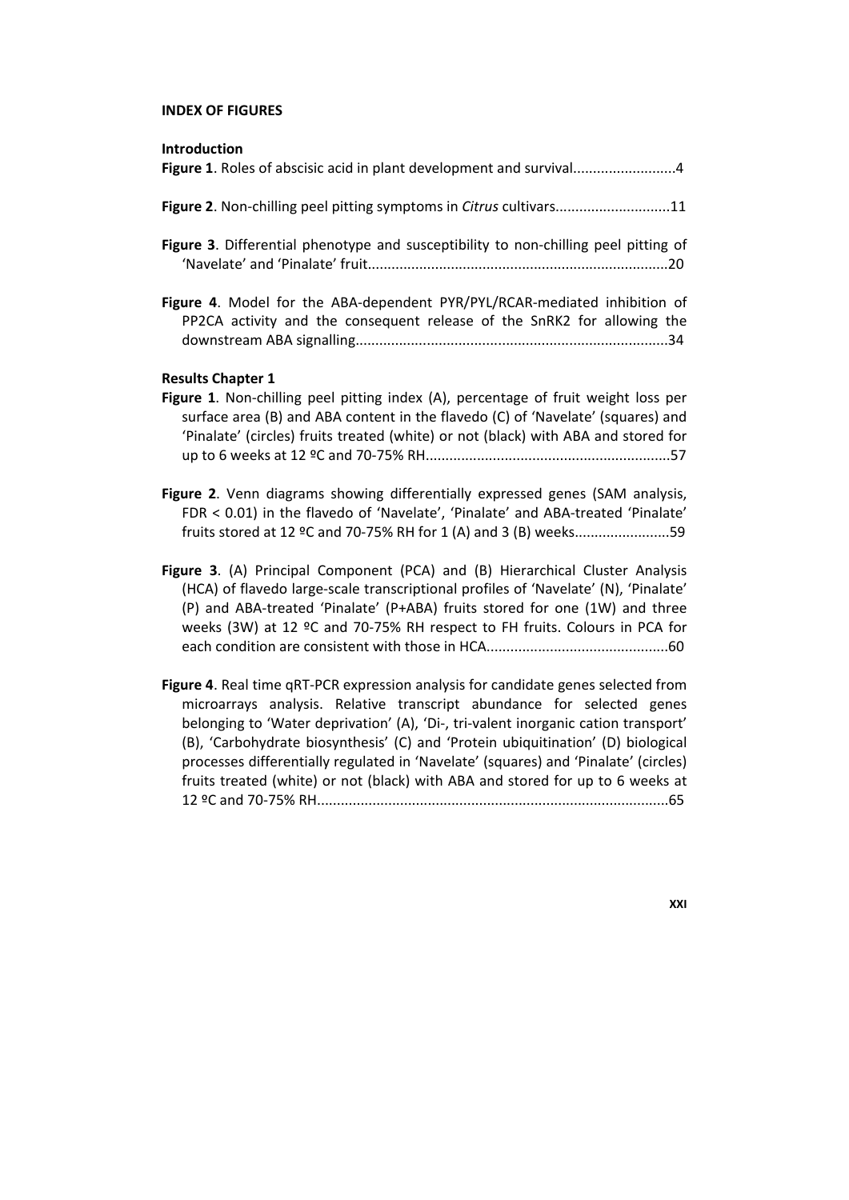**INDEX OF FIGURES**

**Introduction**

**Figure 1**. Roles of abscisic acid in plant development and survival..........................4

**Figure 2**. Non-chilling peel pitting symptoms in *Citrus* cultivars.............................11

**Figure 3**. Differential phenotype and susceptibility to non-chilling peel pitting of 'Navelate' and 'Pinalate' fruit...........................................................................20

**Figure 4**. Model for the ABA-dependent PYR/PYL/RCAR-mediated inhibition of PP2CA activity and the consequent release of the SnRK2 for allowing the downstream ABA signalling..............................................................................34

**Results Chapter 1**

**Figure 1**. Non-chilling peel pitting index (A), percentage of fruit weight loss per surface area (B) and ABA content in the flavedo (C) of 'Navelate' (squares) and 'Pinalate' (circles) fruits treated (white) or not (black) with ABA and stored for up to 6 weeks at 12 ºC and 70-75% RH.............................................................57

**Figure 2**. Venn diagrams showing differentially expressed genes (SAM analysis, FDR < 0.01) in the flavedo of 'Navelate', 'Pinalate' and ABA-treated 'Pinalate' fruits stored at 12 ºC and 70-75% RH for 1 (A) and 3 (B) weeks........................59

**Figure 3**. (A) Principal Component (PCA) and (B) Hierarchical Cluster Analysis (HCA) of flavedo large-scale transcriptional profiles of 'Navelate' (N), 'Pinalate' (P) and ABA-treated 'Pinalate' (P+ABA) fruits stored for one (1W) and three weeks (3W) at 12 ºC and 70-75% RH respect to FH fruits. Colours in PCA for each condition are consistent with those in HCA.............................................60

**Figure 4**. Real time qRT-PCR expression analysis for candidate genes selected from microarrays analysis. Relative transcript abundance for selected genes belonging to 'Water deprivation' (A), 'Di-, tri-valent inorganic cation transport' (B), 'Carbohydrate biosynthesis' (C) and 'Protein ubiquitination' (D) biological processes differentially regulated in 'Navelate' (squares) and 'Pinalate' (circles) fruits treated (white) or not (black) with ABA and stored for up to 6 weeks at 12 ºC and 70-75% RH.........................................................................................65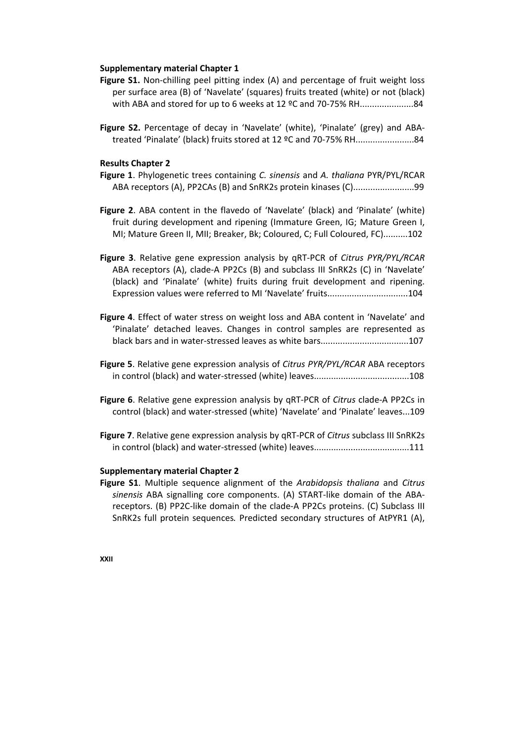**Supplementary material Chapter 1**

**Figure S1.** Non-chilling peel pitting index (A) and percentage of fruit weight loss per surface area (B) of 'Navelate' (squares) fruits treated (white) or not (black) with ABA and stored for up to 6 weeks at 12 ºC and 70-75% RH......................84

**Figure S2.** Percentage of decay in 'Navelate' (white), 'Pinalate' (grey) and ABA-treated 'Pinalate' (black) fruits stored at 12 ºC and 70-75% RH........................84

**Results Chapter 2**

**Figure 1**. Phylogenetic trees containing *C. sinensis* and *A. thaliana* PYR/PYL/RCAR ABA receptors (A), PP2CAs (B) and SnRK2s protein kinases (C).........................99

**Figure 2**. ABA content in the flavedo of 'Navelate' (black) and 'Pinalate' (white) fruit during development and ripening (Immature Green, IG; Mature Green I, MI; Mature Green II, MII; Breaker, Bk; Coloured, C; Full Coloured, FC)..........102

**Figure 3**. Relative gene expression analysis by qRT-PCR of *Citrus PYR/PYL/RCAR* ABA receptors (A), clade-A PP2Cs (B) and subclass III SnRK2s (C) in 'Navelate' (black) and 'Pinalate' (white) fruits during fruit development and ripening. Expression values were referred to MI 'Navelate' fruits.................................104

**Figure 4**. Effect of water stress on weight loss and ABA content in 'Navelate' and 'Pinalate' detached leaves. Changes in control samples are represented as black bars and in water-stressed leaves as white bars...................................107

**Figure 5**. Relative gene expression analysis of *Citrus PYR/PYL/RCAR* ABA receptors in control (black) and water-stressed (white) leaves......................................108

**Figure 6**. Relative gene expression analysis by qRT-PCR of *Citrus* clade-A PP2Cs in control (black) and water-stressed (white) 'Navelate' and 'Pinalate' leaves...109

**Figure 7**. Relative gene expression analysis by qRT-PCR of *Citrus* subclass III SnRK2s in control (black) and water-stressed (white) leaves......................................111

**Supplementary material Chapter 2**

**Figure S1**. Multiple sequence alignment of the *Arabidopsis thaliana* and *Citrus sinensis* ABA signalling core components. (A) START-like domain of the ABA-receptors. (B) PP2C-like domain of the clade-A PP2Cs proteins. (C) Subclass III SnRK2s full protein sequences*.* Predicted secondary structures of AtPYR1 (A),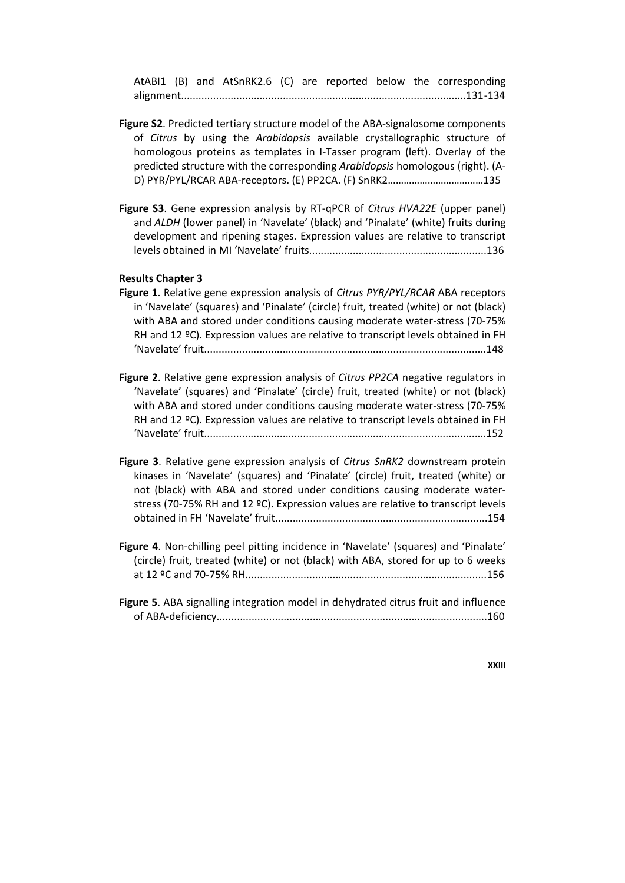AtABI1 (B) and AtSnRK2.6 (C) are reported below the corresponding alignment.................................................................................................131-134

**Figure S2**. Predicted tertiary structure model of the ABA-signalosome components of *Citrus* by using the *Arabidopsis* available crystallographic structure of homologous proteins as templates in I-Tasser program (left). Overlay of the predicted structure with the corresponding *Arabidopsis* homologous (right). (A-D) PYR/PYL/RCAR ABA-receptors. (E) PP2CA. (F) SnRK2………………………………135

**Figure S3**. Gene expression analysis by RT-qPCR of *Citrus HVA22E* (upper panel) and *ALDH* (lower panel) in 'Navelate' (black) and 'Pinalate' (white) fruits during development and ripening stages. Expression values are relative to transcript levels obtained in MI 'Navelate' fruits.............................................................136

**Results Chapter 3**

**Figure 1**. Relative gene expression analysis of *Citrus PYR/PYL/RCAR* ABA receptors in 'Navelate' (squares) and 'Pinalate' (circle) fruit, treated (white) or not (black) with ABA and stored under conditions causing moderate water-stress (70-75% RH and 12 ºC). Expression values are relative to transcript levels obtained in FH 'Navelate' fruit................................................................................................148

**Figure 2**. Relative gene expression analysis of *Citrus PP2CA* negative regulators in 'Navelate' (squares) and 'Pinalate' (circle) fruit, treated (white) or not (black) with ABA and stored under conditions causing moderate water-stress (70-75% RH and 12 ºC). Expression values are relative to transcript levels obtained in FH 'Navelate' fruit................................................................................................152

**Figure 3**. Relative gene expression analysis of *Citrus SnRK2* downstream protein kinases in 'Navelate' (squares) and 'Pinalate' (circle) fruit, treated (white) or not (black) with ABA and stored under conditions causing moderate water-stress (70-75% RH and 12 ºC). Expression values are relative to transcript levels obtained in FH 'Navelate' fruit........................................................................154

**Figure 4**. Non-chilling peel pitting incidence in 'Navelate' (squares) and 'Pinalate' (circle) fruit, treated (white) or not (black) with ABA, stored for up to 6 weeks at 12 ºC and 70-75% RH..................................................................................156

**Figure 5**. ABA signalling integration model in dehydrated citrus fruit and influence of ABA-deficiency............................................................................................160